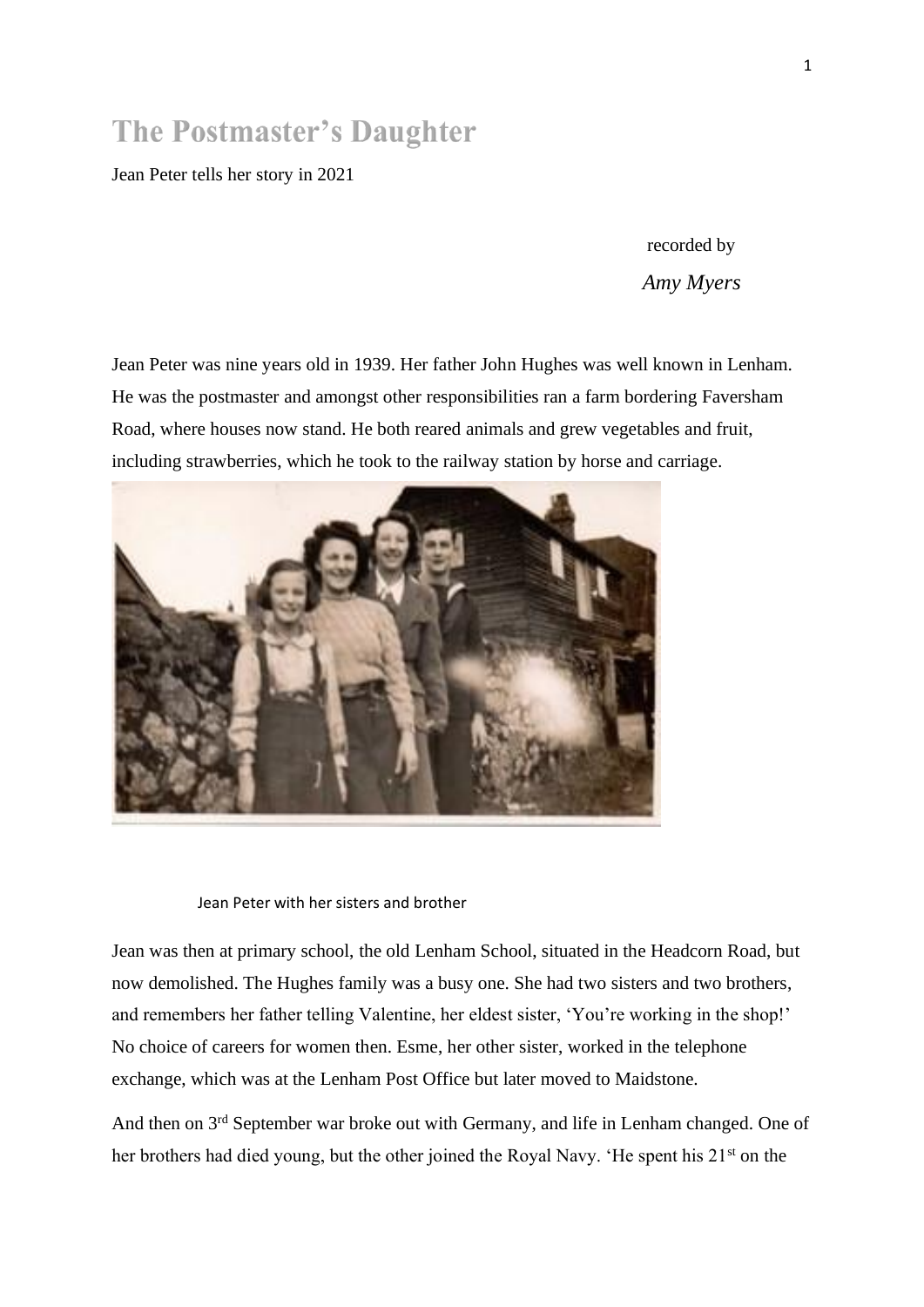# The Postmaster's Daughter

Jean Peter tells her story in 2021

recorded by

*Amy Myers*

Jean Peter was nine years old in 1939. Her father John Hughes was well known in Lenham. He was the postmaster and amongst other responsibilities ran a farm bordering Faversham Road, where houses now stand. He both reared animals and grew vegetables and fruit, including strawberries, which he took to the railway station by horse and carriage.

Jean Peter with her sisters and brother

Jean was then at primary school, the old Lenham School, situated in the Headcorn Road, but now demolished. The Hughes family was a busy one. She had two sisters and two brothers, and remembers her father telling Valentine, her eldest sister, 'You're working in the shop!' No choice of careers for women then. Esme, her other sister, worked in the telephone exchange, which was at the Lenham Post Office but later moved to Maidstone.

And then on 3rd September war broke out with Germany, and life in Lenham changed. One of her brothers had died young, but the other joined the Royal Navy. 'He spent his 21st on the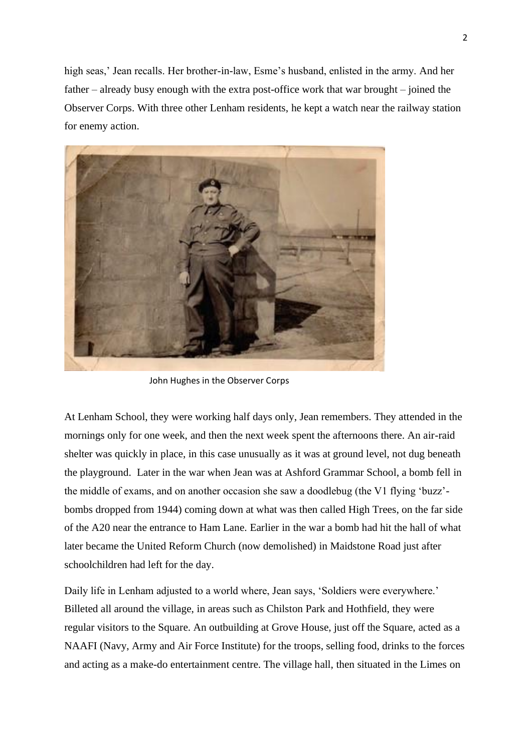high seas,' Jean recalls. Her brother-in-law, Esme's husband, enlisted in the army. And her father – already busy enough with the extra post-office work that war brought – joined the Observer Corps. With three other Lenham residents, he kept a watch near the railway station for enemy action.

John Hughes in the Observer Corps

At Lenham School, they were working half days only, Jean remembers. They attended in the mornings only for one week, and then the next week spent the afternoons there. An air-raid shelter was quickly in place, in this case unusually as it was at ground level, not dug beneath the playground. Later in the war when Jean was at Ashford Grammar School, a bomb fell in the middle of exams, and on another occasion she saw a doodlebug (the V1 flying 'buzz'-bombs dropped from 1944) coming down at what was then called High Trees, on the far side of the A20 near the entrance to Ham Lane. Earlier in the war a bomb had hit the hall of what later became the United Reform Church (now demolished) in Maidstone Road just after schoolchildren had left for the day.

Daily life in Lenham adjusted to a world where, Jean says, 'Soldiers were everywhere.' Billeted all around the village, in areas such as Chilston Park and Hothfield, they were regular visitors to the Square. An outbuilding at Grove House, just off the Square, acted as a NAAFI (Navy, Army and Air Force Institute) for the troops, selling food, drinks to the forces and acting as a make-do entertainment centre. The village hall, then situated in the Limes on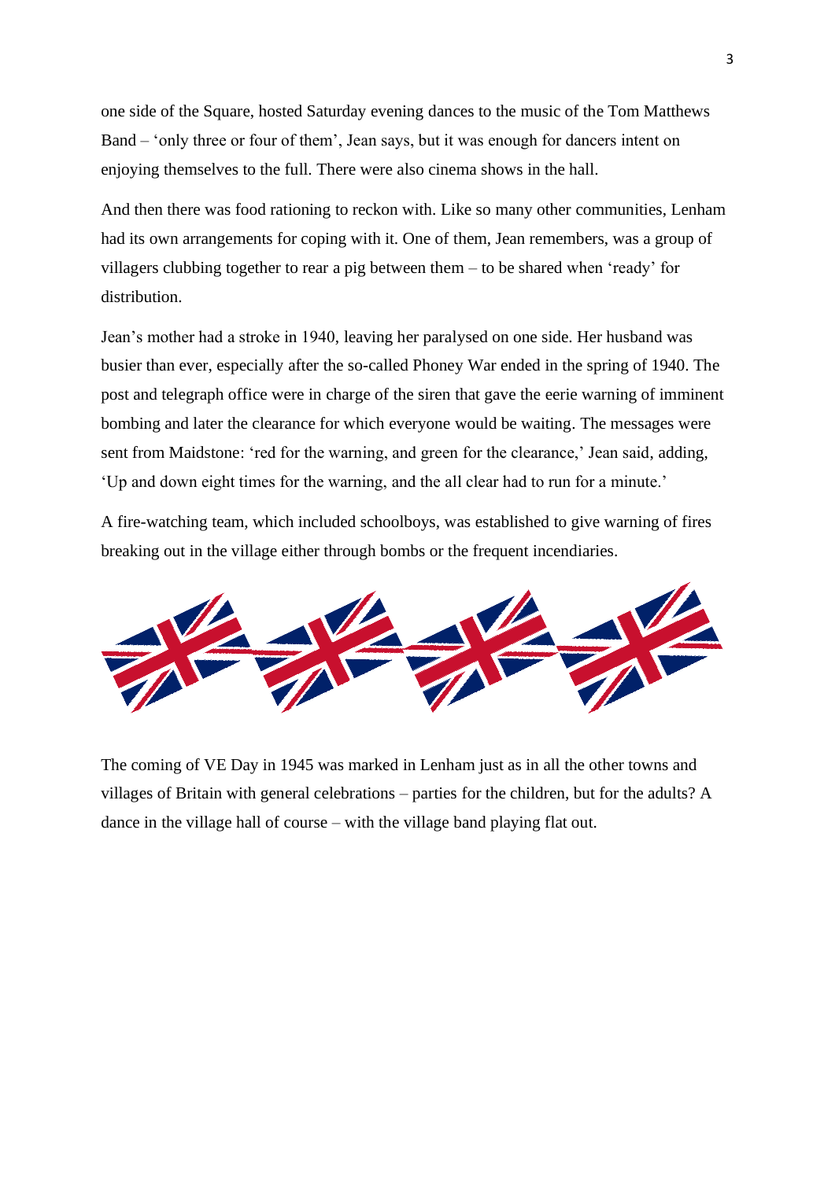one side of the Square, hosted Saturday evening dances to the music of the Tom Matthews Band – 'only three or four of them', Jean says, but it was enough for dancers intent on enjoying themselves to the full. There were also cinema shows in the hall.

And then there was food rationing to reckon with. Like so many other communities, Lenham had its own arrangements for coping with it. One of them, Jean remembers, was a group of villagers clubbing together to rear a pig between them – to be shared when 'ready' for distribution.

Jean's mother had a stroke in 1940, leaving her paralysed on one side. Her husband was busier than ever, especially after the so-called Phoney War ended in the spring of 1940. The post and telegraph office were in charge of the siren that gave the eerie warning of imminent bombing and later the clearance for which everyone would be waiting. The messages were sent from Maidstone: 'red for the warning, and green for the clearance,' Jean said, adding, 'Up and down eight times for the warning, and the all clear had to run for a minute.'

A fire-watching team, which included schoolboys, was established to give warning of fires breaking out in the village either through bombs or the frequent incendiaries.

The coming of VE Day in 1945 was marked in Lenham just as in all the other towns and villages of Britain with general celebrations – parties for the children, but for the adults? A dance in the village hall of course – with the village band playing flat out.